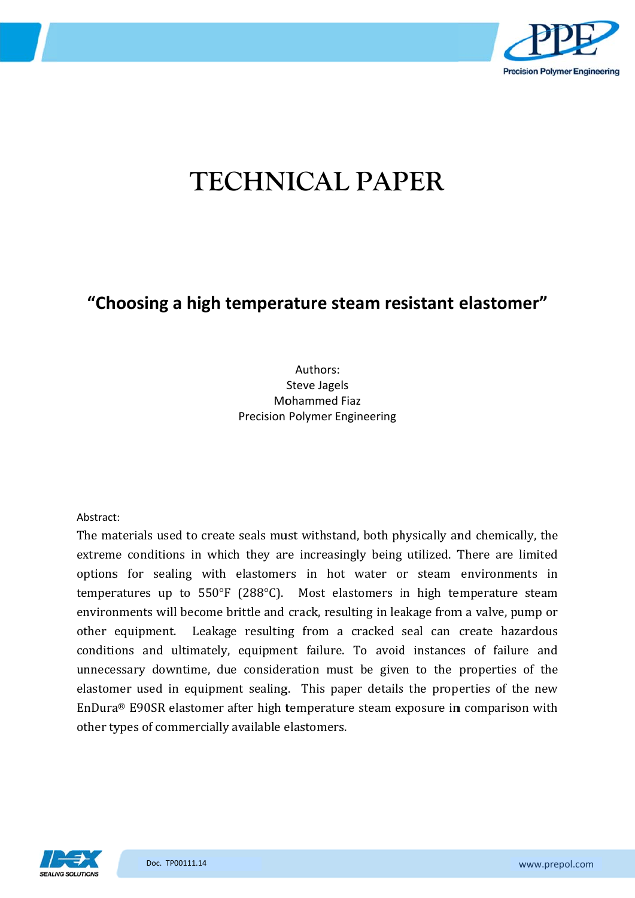# TECHNICAL PAPER

## "Choosing a high temperature steam resistant elastomer"

Authors:
Steve Jagels
Mohammed Fiaz
Precision Polymer Engineering

Abstract:

The materials used to create seals must withstand, both physically and chemically, the extreme conditions in which they are increasingly being utilized. There are limited options for sealing with elastomers in hot water or steam environments in temperatures up to 550°F (288°C). Most elastomers in high temperature steam environments will become brittle and crack, resulting in leakage from a valve, pump or other equipment. Leakage resulting from a cracked seal can create hazardous conditions and ultimately, equipment failure. To avoid instances of failure and unnecessary downtime, due consideration must be given to the properties of the elastomer used in equipment sealing. This paper details the properties of the new EnDura® E90SR elastomer after high temperature steam exposure in comparison with other types of commercially available elastomers.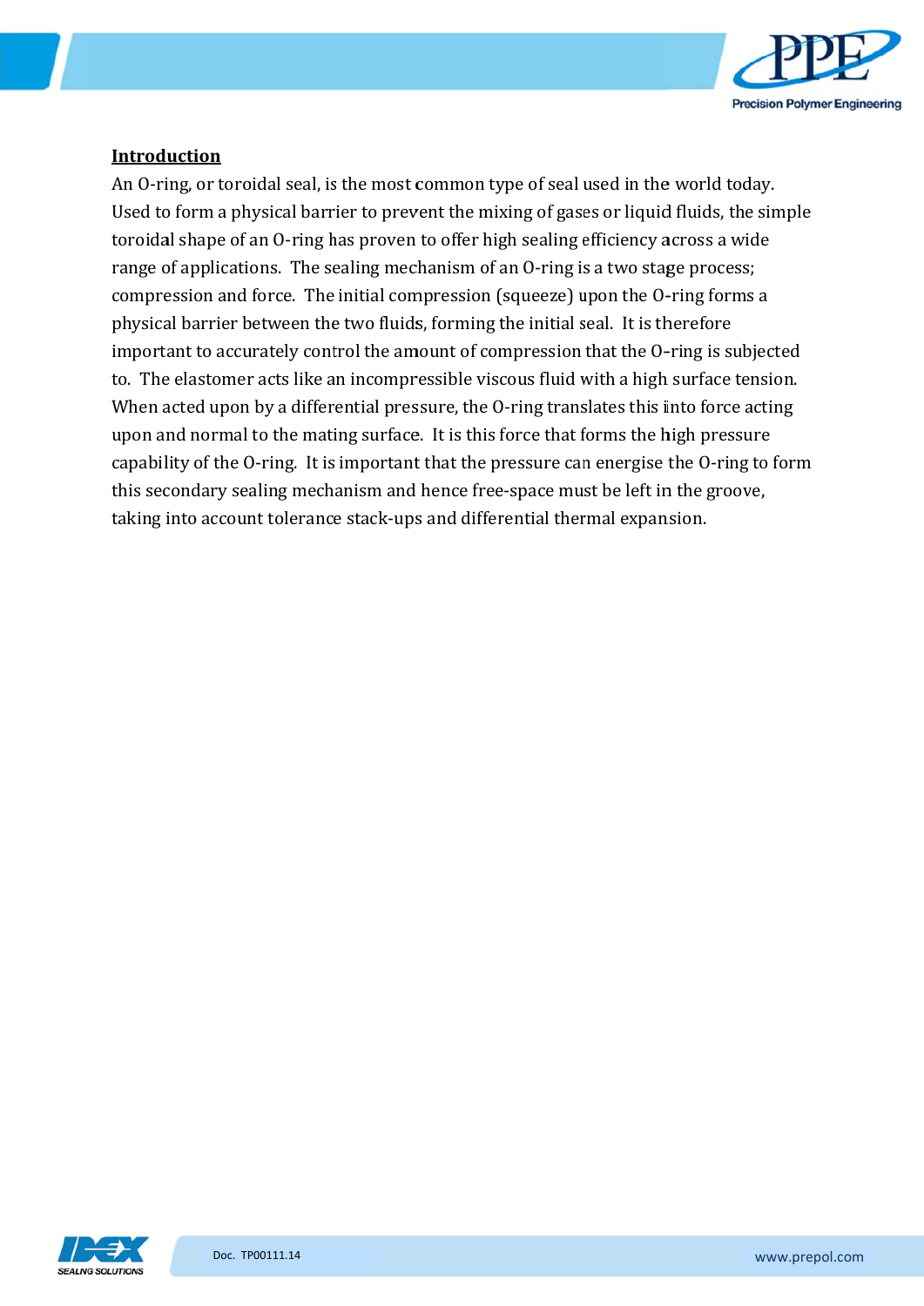## Introduction

An O-ring, or toroidal seal, is the most common type of seal used in the world today. Used to form a physical barrier to prevent the mixing of gases or liquid fluids, the simple toroidal shape of an O-ring has proven to offer high sealing efficiency across a wide range of applications. The sealing mechanism of an O-ring is a two stage process; compression and force. The initial compression (squeeze) upon the O-ring forms a physical barrier between the two fluids, forming the initial seal. It is therefore important to accurately control the amount of compression that the O-ring is subjected to. The elastomer acts like an incompressible viscous fluid with a high surface tension. When acted upon by a differential pressure, the O-ring translates this into force acting upon and normal to the mating surface. It is this force that forms the high pressure capability of the O-ring. It is important that the pressure can energise the O-ring to form this secondary sealing mechanism and hence free-space must be left in the groove, taking into account tolerance stack-ups and differential thermal expansion.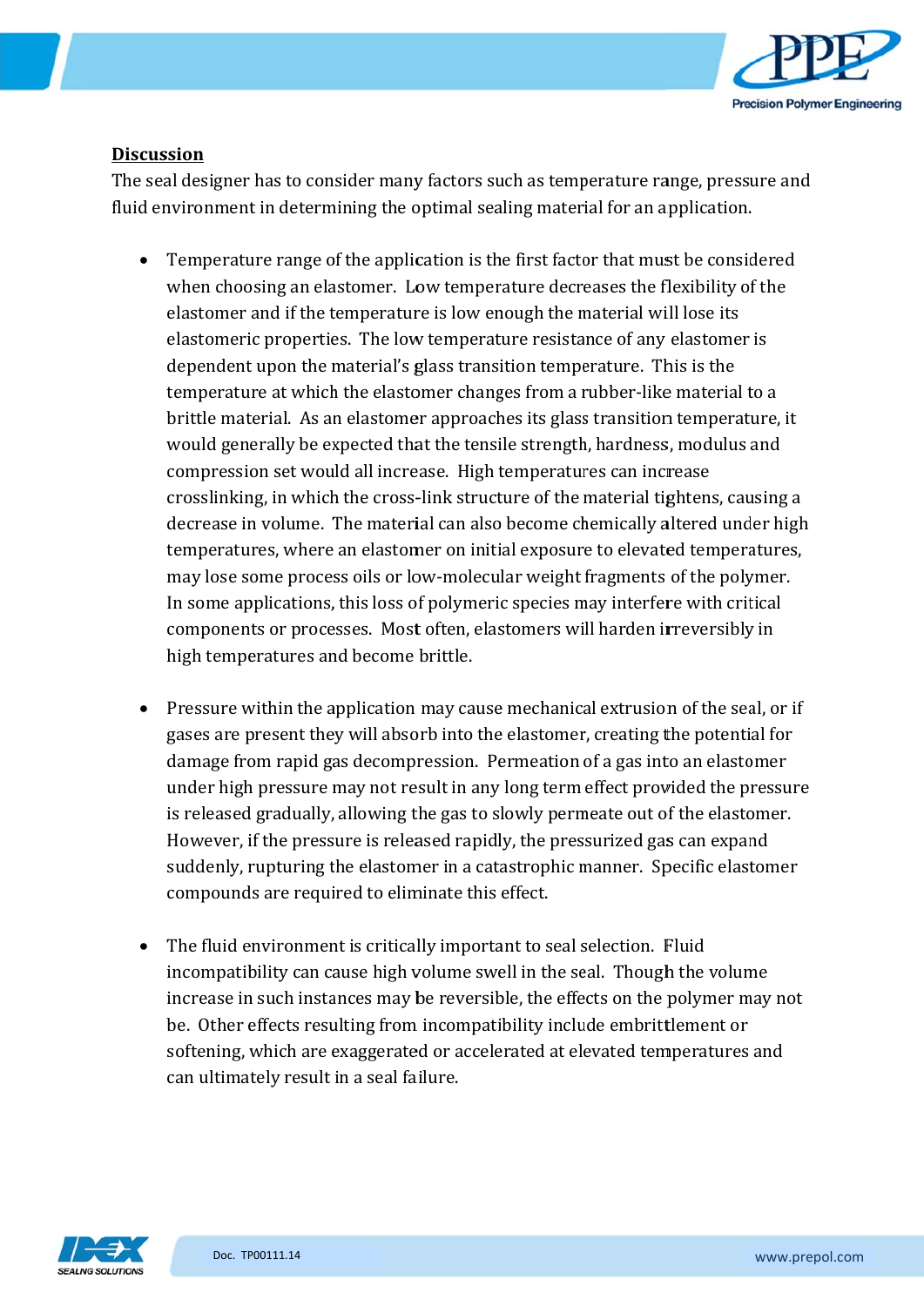## Discussion

The seal designer has to consider many factors such as temperature range, pressure and fluid environment in determining the optimal sealing material for an application.

- Temperature range of the application is the first factor that must be considered when choosing an elastomer. Low temperature decreases the flexibility of the elastomer and if the temperature is low enough the material will lose its elastomeric properties. The low temperature resistance of any elastomer is dependent upon the material's glass transition temperature. This is the temperature at which the elastomer changes from a rubber-like material to a brittle material. As an elastomer approaches its glass transition temperature, it would generally be expected that the tensile strength, hardness, modulus and compression set would all increase. High temperatures can increase crosslinking, in which the cross-link structure of the material tightens, causing a decrease in volume. The material can also become chemically altered under high temperatures, where an elastomer on initial exposure to elevated temperatures, may lose some process oils or low-molecular weight fragments of the polymer. In some applications, this loss of polymeric species may interfere with critical components or processes. Most often, elastomers will harden irreversibly in high temperatures and become brittle.

- Pressure within the application may cause mechanical extrusion of the seal, or if gases are present they will absorb into the elastomer, creating the potential for damage from rapid gas decompression. Permeation of a gas into an elastomer under high pressure may not result in any long term effect provided the pressure is released gradually, allowing the gas to slowly permeate out of the elastomer. However, if the pressure is released rapidly, the pressurized gas can expand suddenly, rupturing the elastomer in a catastrophic manner. Specific elastomer compounds are required to eliminate this effect.

- The fluid environment is critically important to seal selection. Fluid incompatibility can cause high volume swell in the seal. Though the volume increase in such instances may be reversible, the effects on the polymer may not be. Other effects resulting from incompatibility include embrittlement or softening, which are exaggerated or accelerated at elevated temperatures and can ultimately result in a seal failure.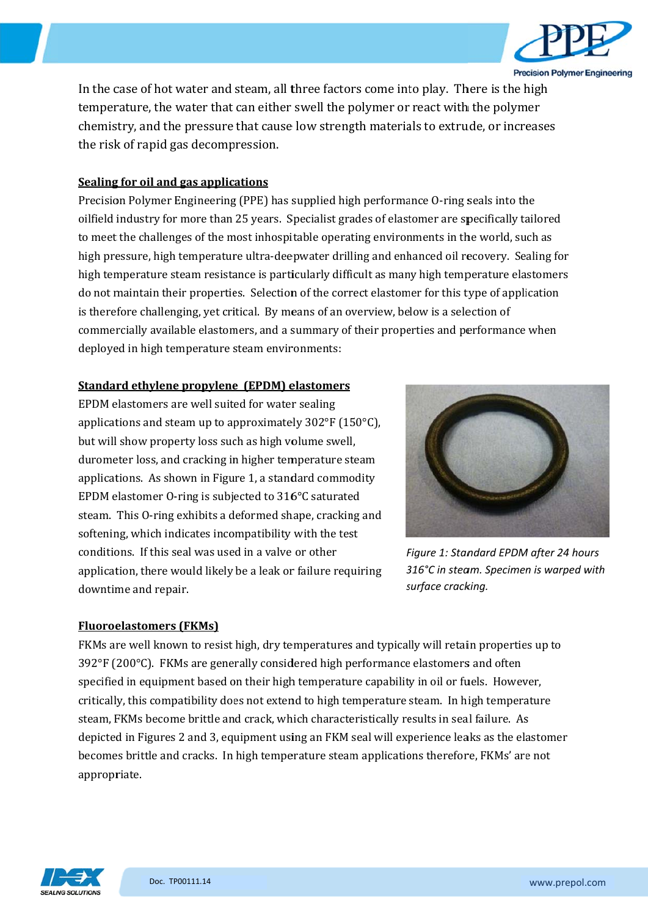In the case of hot water and steam, all three factors come into play. There is the high temperature, the water that can either swell the polymer or react with the polymer chemistry, and the pressure that cause low strength materials to extrude, or increases the risk of rapid gas decompression.

## Sealing for oil and gas applications

Precision Polymer Engineering (PPE) has supplied high performance O-ring seals into the oilfield industry for more than 25 years. Specialist grades of elastomer are specifically tailored to meet the challenges of the most inhospitable operating environments in the world, such as high pressure, high temperature ultra-deepwater drilling and enhanced oil recovery. Sealing for high temperature steam resistance is particularly difficult as many high temperature elastomers do not maintain their properties. Selection of the correct elastomer for this type of application is therefore challenging, yet critical. By means of an overview, below is a selection of commercially available elastomers, and a summary of their properties and performance when deployed in high temperature steam environments:

## Standard ethylene propylene (EPDM) elastomers

EPDM elastomers are well suited for water sealing applications and steam up to approximately 302°F (150°C), but will show property loss such as high volume swell, durometer loss, and cracking in higher temperature steam applications. As shown in Figure 1, a standard commodity EPDM elastomer O-ring is subjected to 316°C saturated steam. This O-ring exhibits a deformed shape, cracking and softening, which indicates incompatibility with the test conditions. If this seal was used in a valve or other application, there would likely be a leak or failure requiring downtime and repair.

*Figure 1: Standard EPDM after 24 hours 316°C in steam. Specimen is warped with surface cracking.*

## Fluoroelastomers (FKMs)

FKMs are well known to resist high, dry temperatures and typically will retain properties up to 392°F (200°C). FKMs are generally considered high performance elastomers and often specified in equipment based on their high temperature capability in oil or fuels. However, critically, this compatibility does not extend to high temperature steam. In high temperature steam, FKMs become brittle and crack, which characteristically results in seal failure. As depicted in Figures 2 and 3, equipment using an FKM seal will experience leaks as the elastomer becomes brittle and cracks. In high temperature steam applications therefore, FKMs' are not appropriate.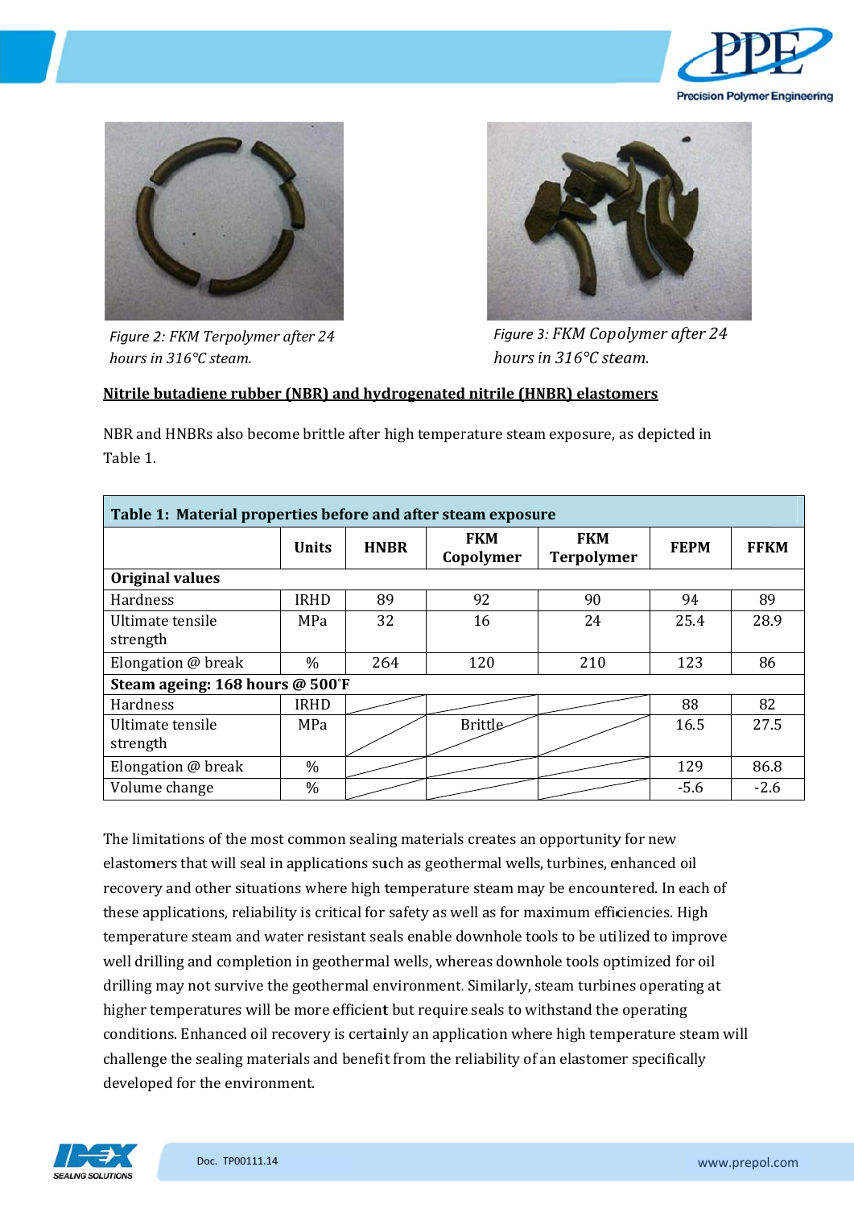*Figure 2: FKM Terpolymer after 24 hours in 316°C steam.*

*Figure 3: FKM Copolymer after 24 hours in 316°C steam.*

**Nitrile butadiene rubber (NBR) and hydrogenated nitrile (HNBR) elastomers**

NBR and HNBRs also become brittle after high temperature steam exposure, as depicted in Table 1.

**Table 1: Material properties before and after steam exposure**

| | Units | HNBR | FKM Copolymer | FKM Terpolymer | FEPM | FFKM |
|---|---|---|---|---|---|---|
| **Original values** | | | | | | |
| Hardness | IRHD | 89 | 92 | 90 | 94 | 89 |
| Ultimate tensile strength | MPa | 32 | 16 | 24 | 25.4 | 28.9 |
| Elongation @ break | % | 264 | 120 | 210 | 123 | 86 |
| **Steam ageing: 168 hours @ 500°F** | | | | | | |
| Hardness | IRHD | | | | 88 | 82 |
| Ultimate tensile strength | MPa | | Brittle | | 16.5 | 27.5 |
| Elongation @ break | % | | | | 129 | 86.8 |
| Volume change | % | | | | -5.6 | -2.6 |

The limitations of the most common sealing materials creates an opportunity for new elastomers that will seal in applications such as geothermal wells, turbines, enhanced oil recovery and other situations where high temperature steam may be encountered. In each of these applications, reliability is critical for safety as well as for maximum efficiencies. High temperature steam and water resistant seals enable downhole tools to be utilized to improve well drilling and completion in geothermal wells, whereas downhole tools optimized for oil drilling may not survive the geothermal environment. Similarly, steam turbines operating at higher temperatures will be more efficient but require seals to withstand the operating conditions. Enhanced oil recovery is certainly an application where high temperature steam will challenge the sealing materials and benefit from the reliability of an elastomer specifically developed for the environment.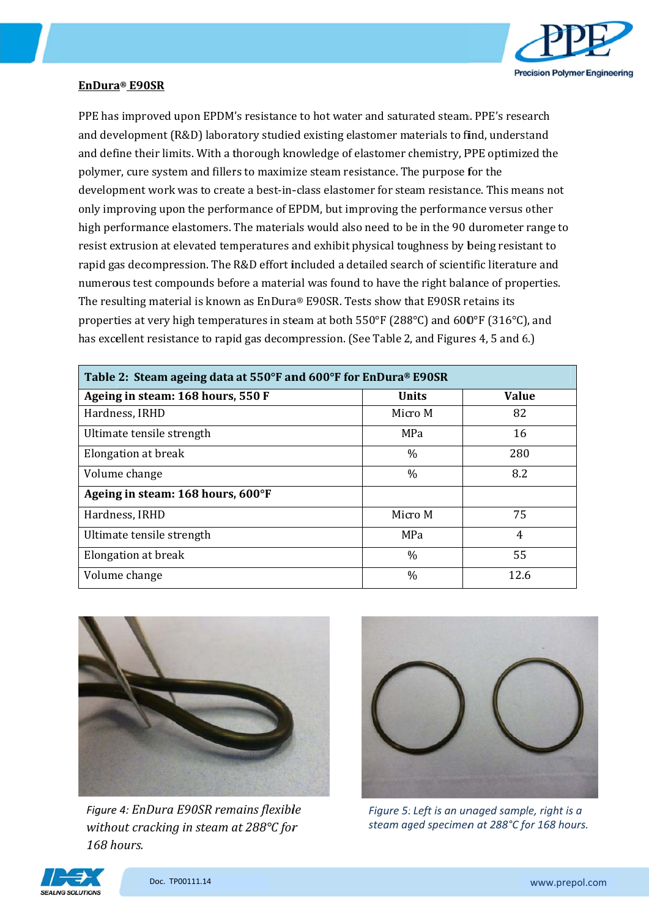## EnDura® E90SR

PPE has improved upon EPDM's resistance to hot water and saturated steam. PPE's research and development (R&D) laboratory studied existing elastomer materials to find, understand and define their limits. With a thorough knowledge of elastomer chemistry, PPE optimized the polymer, cure system and fillers to maximize steam resistance. The purpose for the development work was to create a best-in-class elastomer for steam resistance. This means not only improving upon the performance of EPDM, but improving the performance versus other high performance elastomers. The materials would also need to be in the 90 durometer range to resist extrusion at elevated temperatures and exhibit physical toughness by being resistant to rapid gas decompression. The R&D effort included a detailed search of scientific literature and numerous test compounds before a material was found to have the right balance of properties. The resulting material is known as EnDura® E90SR. Tests show that E90SR retains its properties at very high temperatures in steam at both 550°F (288°C) and 600°F (316°C), and has excellent resistance to rapid gas decompression. (See Table 2, and Figures 4, 5 and 6.)

**Table 2: Steam ageing data at 550°F and 600°F for EnDura® E90SR**

| **Ageing in steam: 168 hours, 550 F** | **Units** | **Value** |
|---|---|---|
| Hardness, IRHD | Micro M | 82 |
| Ultimate tensile strength | MPa | 16 |
| Elongation at break | % | 280 |
| Volume change | % | 8.2 |
| **Ageing in steam: 168 hours, 600°F** | | |
| Hardness, IRHD | Micro M | 75 |
| Ultimate tensile strength | MPa | 4 |
| Elongation at break | % | 55 |
| Volume change | % | 12.6 |

*Figure 4: EnDura E90SR remains flexible without cracking in steam at 288°C for 168 hours.*

*Figure 5: Left is an unaged sample, right is a steam aged specimen at 288°C for 168 hours.*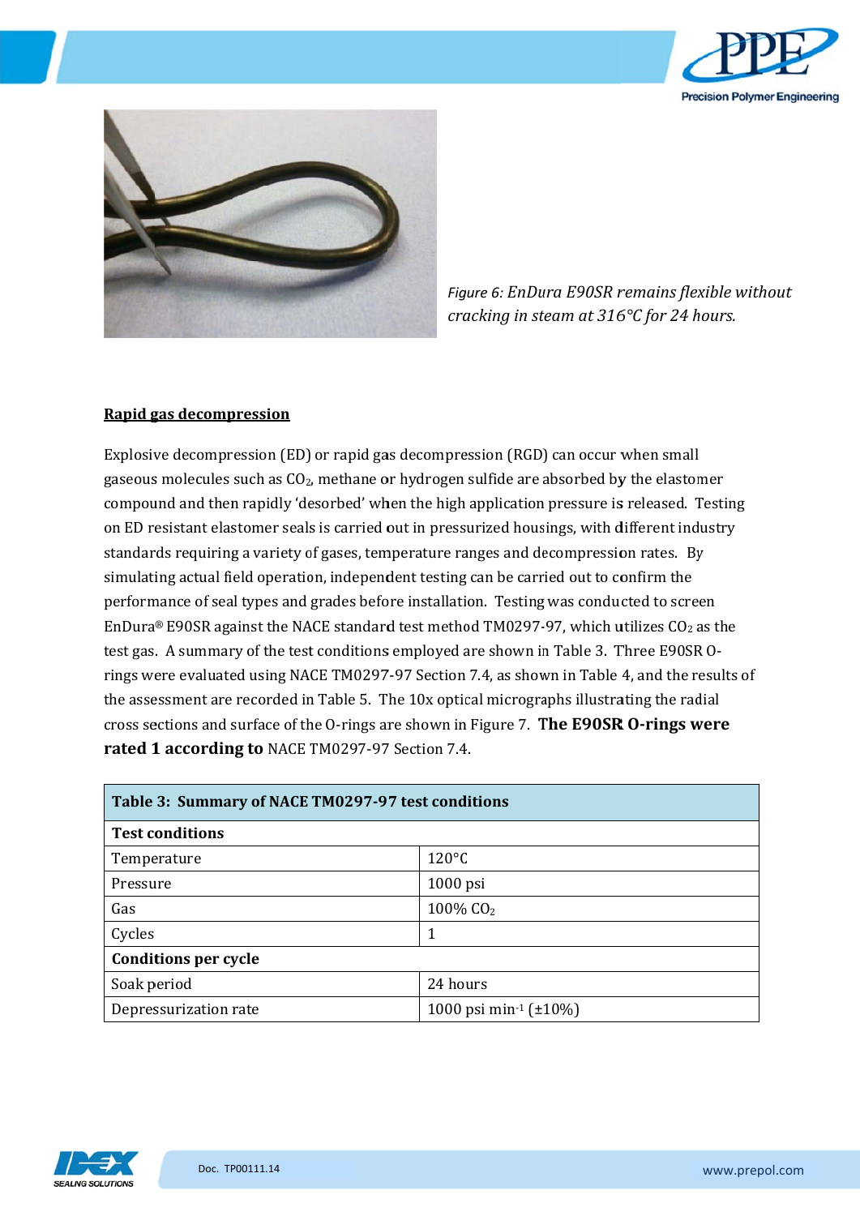*Figure 6: EnDura E90SR remains flexible without cracking in steam at 316°C for 24 hours.*

**Rapid gas decompression**

Explosive decompression (ED) or rapid gas decompression (RGD) can occur when small gaseous molecules such as $CO_2$, methane or hydrogen sulfide are absorbed by the elastomer compound and then rapidly 'desorbed' when the high application pressure is released. Testing on ED resistant elastomer seals is carried out in pressurized housings, with different industry standards requiring a variety of gases, temperature ranges and decompression rates. By simulating actual field operation, independent testing can be carried out to confirm the performance of seal types and grades before installation. Testing was conducted to screen EnDura® E90SR against the NACE standard test method TM0297-97, which utilizes $CO_2$ as the test gas. A summary of the test conditions employed are shown in Table 3. Three E90SR O-rings were evaluated using NACE TM0297-97 Section 7.4, as shown in Table 4, and the results of the assessment are recorded in Table 5. The 10x optical micrographs illustrating the radial cross sections and surface of the O-rings are shown in Figure 7. **The E90SR O-rings were rated 1 according to** NACE TM0297-97 Section 7.4.

| **Table 3: Summary of NACE TM0297-97 test conditions** | |
|---|---|
| **Test conditions** | |
| Temperature | 120°C |
| Pressure | 1000 psi |
| Gas | 100% $CO_2$ |
| Cycles | 1 |
| **Conditions per cycle** | |
| Soak period | 24 hours |
| Depressurization rate | 1000 psi $min^{-1}$ (±10%) |